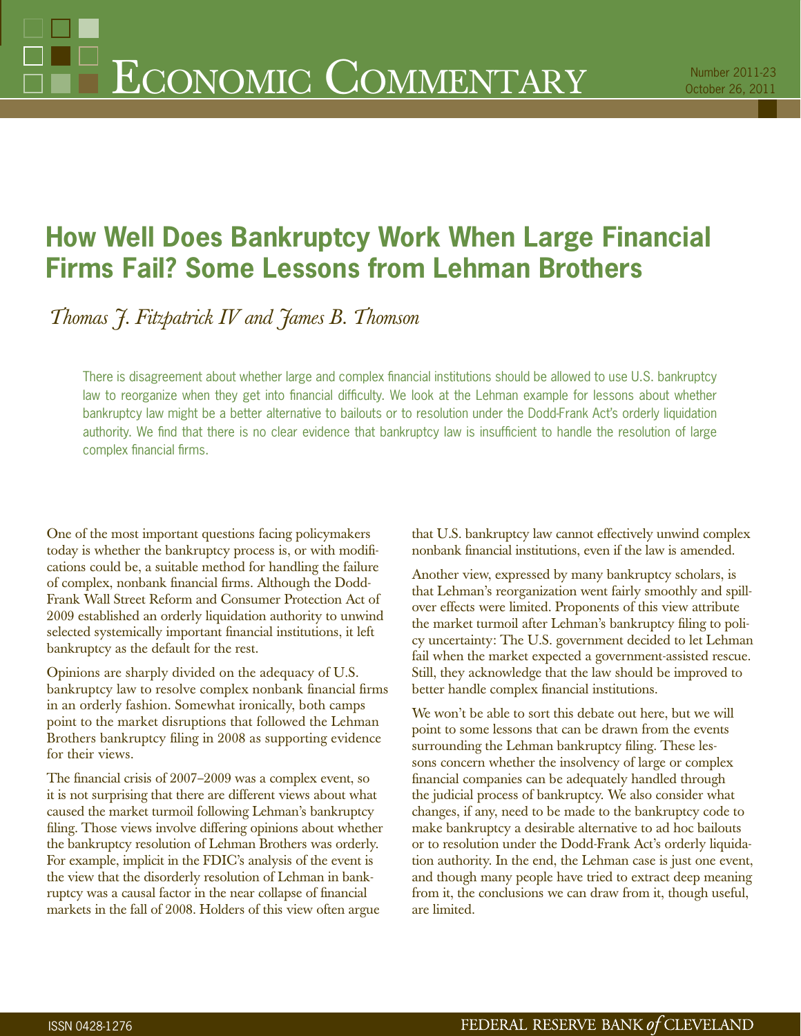# Economic Commentary

Number 2011-23
October 26, 2011

## How Well Does Bankruptcy Work When Large Financial Firms Fail? Some Lessons from Lehman Brothers

*Thomas J. Fitzpatrick IV and James B. Thomson*

There is disagreement about whether large and complex financial institutions should be allowed to use U.S. bankruptcy law to reorganize when they get into financial difficulty. We look at the Lehman example for lessons about whether bankruptcy law might be a better alternative to bailouts or to resolution under the Dodd-Frank Act's orderly liquidation authority. We find that there is no clear evidence that bankruptcy law is insufficient to handle the resolution of large complex financial firms.

One of the most important questions facing policymakers today is whether the bankruptcy process is, or with modifications could be, a suitable method for handling the failure of complex, nonbank financial firms. Although the Dodd-Frank Wall Street Reform and Consumer Protection Act of 2009 established an orderly liquidation authority to unwind selected systemically important financial institutions, it left bankruptcy as the default for the rest.

Opinions are sharply divided on the adequacy of U.S. bankruptcy law to resolve complex nonbank financial firms in an orderly fashion. Somewhat ironically, both camps point to the market disruptions that followed the Lehman Brothers bankruptcy filing in 2008 as supporting evidence for their views.

The financial crisis of 2007–2009 was a complex event, so it is not surprising that there are different views about what caused the market turmoil following Lehman's bankruptcy filing. Those views involve differing opinions about whether the bankruptcy resolution of Lehman Brothers was orderly. For example, implicit in the FDIC's analysis of the event is the view that the disorderly resolution of Lehman in bankruptcy was a causal factor in the near collapse of financial markets in the fall of 2008. Holders of this view often argue that U.S. bankruptcy law cannot effectively unwind complex nonbank financial institutions, even if the law is amended.

Another view, expressed by many bankruptcy scholars, is that Lehman's reorganization went fairly smoothly and spillover effects were limited. Proponents of this view attribute the market turmoil after Lehman's bankruptcy filing to policy uncertainty: The U.S. government decided to let Lehman fail when the market expected a government-assisted rescue. Still, they acknowledge that the law should be improved to better handle complex financial institutions.

We won't be able to sort this debate out here, but we will point to some lessons that can be drawn from the events surrounding the Lehman bankruptcy filing. These lessons concern whether the insolvency of large or complex financial companies can be adequately handled through the judicial process of bankruptcy. We also consider what changes, if any, need to be made to the bankruptcy code to make bankruptcy a desirable alternative to ad hoc bailouts or to resolution under the Dodd-Frank Act's orderly liquidation authority. In the end, the Lehman case is just one event, and though many people have tried to extract deep meaning from it, the conclusions we can draw from it, though useful, are limited.

ISSN 0428-1276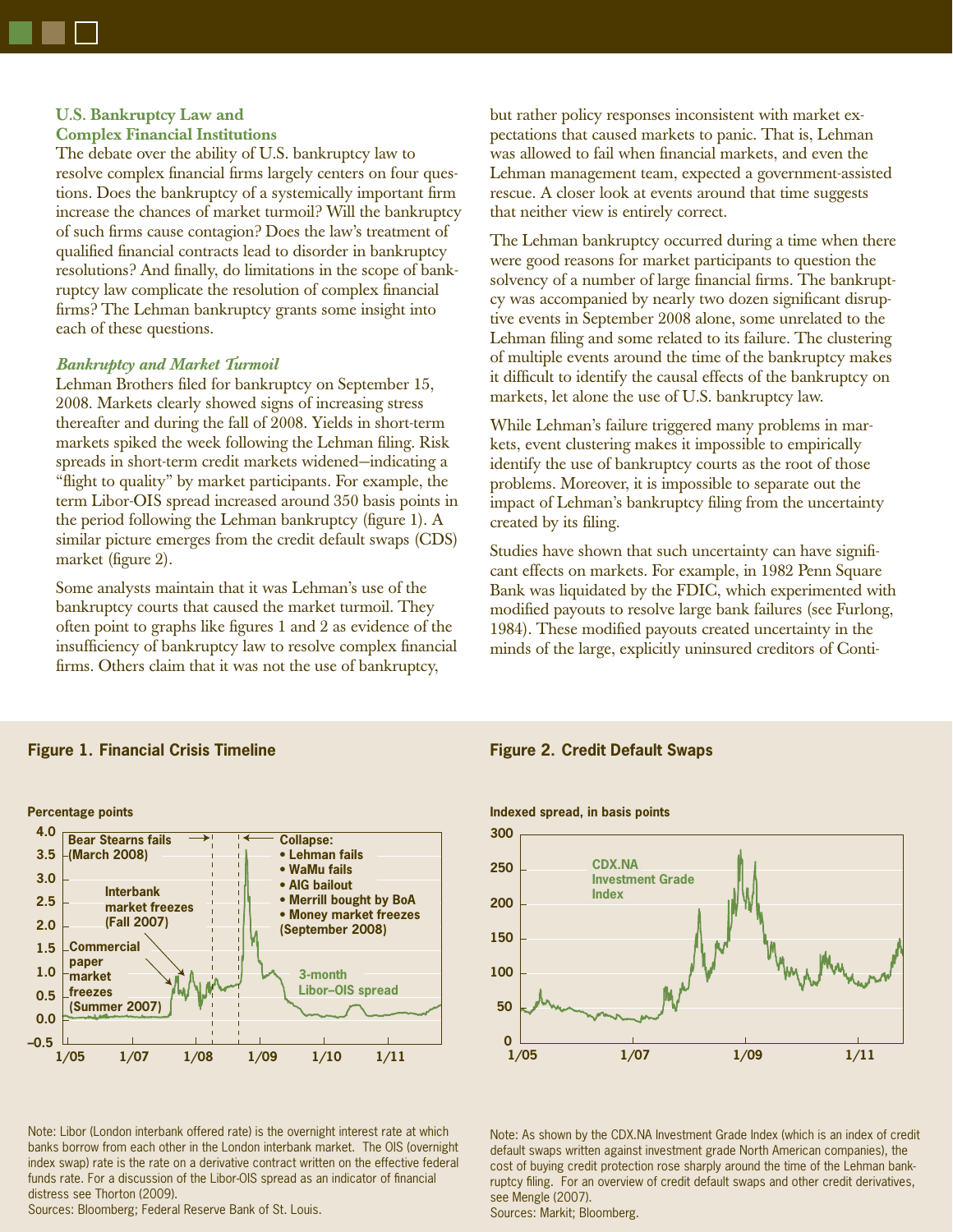## U.S. Bankruptcy Law and Complex Financial Institutions

The debate over the ability of U.S. bankruptcy law to resolve complex financial firms largely centers on four questions. Does the bankruptcy of a systemically important firm increase the chances of market turmoil? Will the bankruptcy of such firms cause contagion? Does the law's treatment of qualified financial contracts lead to disorder in bankruptcy resolutions? And finally, do limitations in the scope of bankruptcy law complicate the resolution of complex financial firms? The Lehman bankruptcy grants some insight into each of these questions.

### *Bankruptcy and Market Turmoil*

Lehman Brothers filed for bankruptcy on September 15, 2008. Markets clearly showed signs of increasing stress thereafter and during the fall of 2008. Yields in short-term markets spiked the week following the Lehman filing. Risk spreads in short-term credit markets widened—indicating a "flight to quality" by market participants. For example, the term Libor-OIS spread increased around 350 basis points in the period following the Lehman bankruptcy (figure 1). A similar picture emerges from the credit default swaps (CDS) market (figure 2).

Some analysts maintain that it was Lehman's use of the bankruptcy courts that caused the market turmoil. They often point to graphs like figures 1 and 2 as evidence of the insufficiency of bankruptcy law to resolve complex financial firms. Others claim that it was not the use of bankruptcy, but rather policy responses inconsistent with market expectations that caused markets to panic. That is, Lehman was allowed to fail when financial markets, and even the Lehman management team, expected a government-assisted rescue. A closer look at events around that time suggests that neither view is entirely correct.

The Lehman bankruptcy occurred during a time when there were good reasons for market participants to question the solvency of a number of large financial firms. The bankruptcy was accompanied by nearly two dozen significant disruptive events in September 2008 alone, some unrelated to the Lehman filing and some related to its failure. The clustering of multiple events around the time of the bankruptcy makes it difficult to identify the causal effects of the bankruptcy on markets, let alone the use of U.S. bankruptcy law.

While Lehman's failure triggered many problems in markets, event clustering makes it impossible to empirically identify the use of bankruptcy courts as the root of those problems. Moreover, it is impossible to separate out the impact of Lehman's bankruptcy filing from the uncertainty created by its filing.

Studies have shown that such uncertainty can have significant effects on markets. For example, in 1982 Penn Square Bank was liquidated by the FDIC, which experimented with modified payouts to resolve large bank failures (see Furlong, 1984). These modified payouts created uncertainty in the minds of the large, explicitly uninsured creditors of Conti-

**Figure 1. Financial Crisis Timeline**

Note: Libor (London interbank offered rate) is the overnight interest rate at which banks borrow from each other in the London interbank market. The OIS (overnight index swap) rate is the rate on a derivative contract written on the effective federal funds rate. For a discussion of the Libor-OIS spread as an indicator of financial distress see Thorton (2009).
Sources: Bloomberg; Federal Reserve Bank of St. Louis.

**Figure 2. Credit Default Swaps**

Note: As shown by the CDX.NA Investment Grade Index (which is an index of credit default swaps written against investment grade North American companies), the cost of buying credit protection rose sharply around the time of the Lehman bankruptcy filing. For an overview of credit default swaps and other credit derivatives, see Mengle (2007).
Sources: Markit; Bloomberg.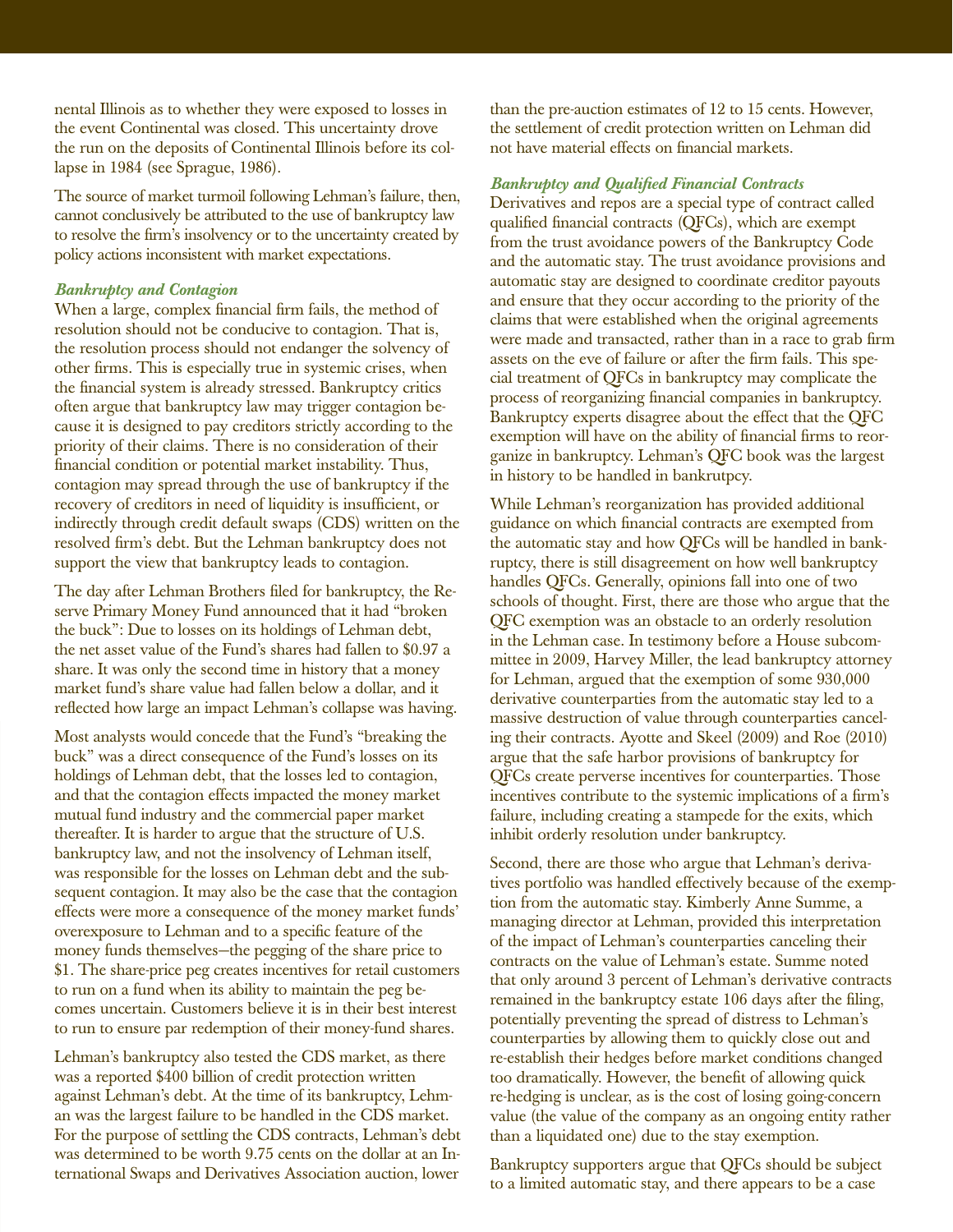nental Illinois as to whether they were exposed to losses in the event Continental was closed. This uncertainty drove the run on the deposits of Continental Illinois before its collapse in 1984 (see Sprague, 1986).

The source of market turmoil following Lehman's failure, then, cannot conclusively be attributed to the use of bankruptcy law to resolve the firm's insolvency or to the uncertainty created by policy actions inconsistent with market expectations.

### *Bankruptcy and Contagion*

When a large, complex financial firm fails, the method of resolution should not be conducive to contagion. That is, the resolution process should not endanger the solvency of other firms. This is especially true in systemic crises, when the financial system is already stressed. Bankruptcy critics often argue that bankruptcy law may trigger contagion because it is designed to pay creditors strictly according to the priority of their claims. There is no consideration of their financial condition or potential market instability. Thus, contagion may spread through the use of bankruptcy if the recovery of creditors in need of liquidity is insufficient, or indirectly through credit default swaps (CDS) written on the resolved firm's debt. But the Lehman bankruptcy does not support the view that bankruptcy leads to contagion.

The day after Lehman Brothers filed for bankruptcy, the Reserve Primary Money Fund announced that it had "broken the buck": Due to losses on its holdings of Lehman debt, the net asset value of the Fund's shares had fallen to $0.97 a share. It was only the second time in history that a money market fund's share value had fallen below a dollar, and it reflected how large an impact Lehman's collapse was having.

Most analysts would concede that the Fund's "breaking the buck" was a direct consequence of the Fund's losses on its holdings of Lehman debt, that the losses led to contagion, and that the contagion effects impacted the money market mutual fund industry and the commercial paper market thereafter. It is harder to argue that the structure of U.S. bankruptcy law, and not the insolvency of Lehman itself, was responsible for the losses on Lehman debt and the subsequent contagion. It may also be the case that the contagion effects were more a consequence of the money market funds' overexposure to Lehman and to a specific feature of the money funds themselves—the pegging of the share price to $1. The share-price peg creates incentives for retail customers to run on a fund when its ability to maintain the peg becomes uncertain. Customers believe it is in their best interest to run to ensure par redemption of their money-fund shares.

Lehman's bankruptcy also tested the CDS market, as there was a reported $400 billion of credit protection written against Lehman's debt. At the time of its bankruptcy, Lehman was the largest failure to be handled in the CDS market. For the purpose of settling the CDS contracts, Lehman's debt was determined to be worth 9.75 cents on the dollar at an International Swaps and Derivatives Association auction, lower than the pre-auction estimates of 12 to 15 cents. However, the settlement of credit protection written on Lehman did not have material effects on financial markets.

### *Bankruptcy and Qualified Financial Contracts*

Derivatives and repos are a special type of contract called qualified financial contracts (QFCs), which are exempt from the trust avoidance powers of the Bankruptcy Code and the automatic stay. The trust avoidance provisions and automatic stay are designed to coordinate creditor payouts and ensure that they occur according to the priority of the claims that were established when the original agreements were made and transacted, rather than in a race to grab firm assets on the eve of failure or after the firm fails. This special treatment of QFCs in bankruptcy may complicate the process of reorganizing financial companies in bankruptcy. Bankruptcy experts disagree about the effect that the QFC exemption will have on the ability of financial firms to reorganize in bankruptcy. Lehman's QFC book was the largest in history to be handled in bankrutpcy.

While Lehman's reorganization has provided additional guidance on which financial contracts are exempted from the automatic stay and how QFCs will be handled in bankruptcy, there is still disagreement on how well bankruptcy handles QFCs. Generally, opinions fall into one of two schools of thought. First, there are those who argue that the QFC exemption was an obstacle to an orderly resolution in the Lehman case. In testimony before a House subcommittee in 2009, Harvey Miller, the lead bankruptcy attorney for Lehman, argued that the exemption of some 930,000 derivative counterparties from the automatic stay led to a massive destruction of value through counterparties canceling their contracts. Ayotte and Skeel (2009) and Roe (2010) argue that the safe harbor provisions of bankruptcy for QFCs create perverse incentives for counterparties. Those incentives contribute to the systemic implications of a firm's failure, including creating a stampede for the exits, which inhibit orderly resolution under bankruptcy.

Second, there are those who argue that Lehman's derivatives portfolio was handled effectively because of the exemption from the automatic stay. Kimberly Anne Summe, a managing director at Lehman, provided this interpretation of the impact of Lehman's counterparties canceling their contracts on the value of Lehman's estate. Summe noted that only around 3 percent of Lehman's derivative contracts remained in the bankruptcy estate 106 days after the filing, potentially preventing the spread of distress to Lehman's counterparties by allowing them to quickly close out and re-establish their hedges before market conditions changed too dramatically. However, the benefit of allowing quick re-hedging is unclear, as is the cost of losing going-concern value (the value of the company as an ongoing entity rather than a liquidated one) due to the stay exemption.

Bankruptcy supporters argue that QFCs should be subject to a limited automatic stay, and there appears to be a case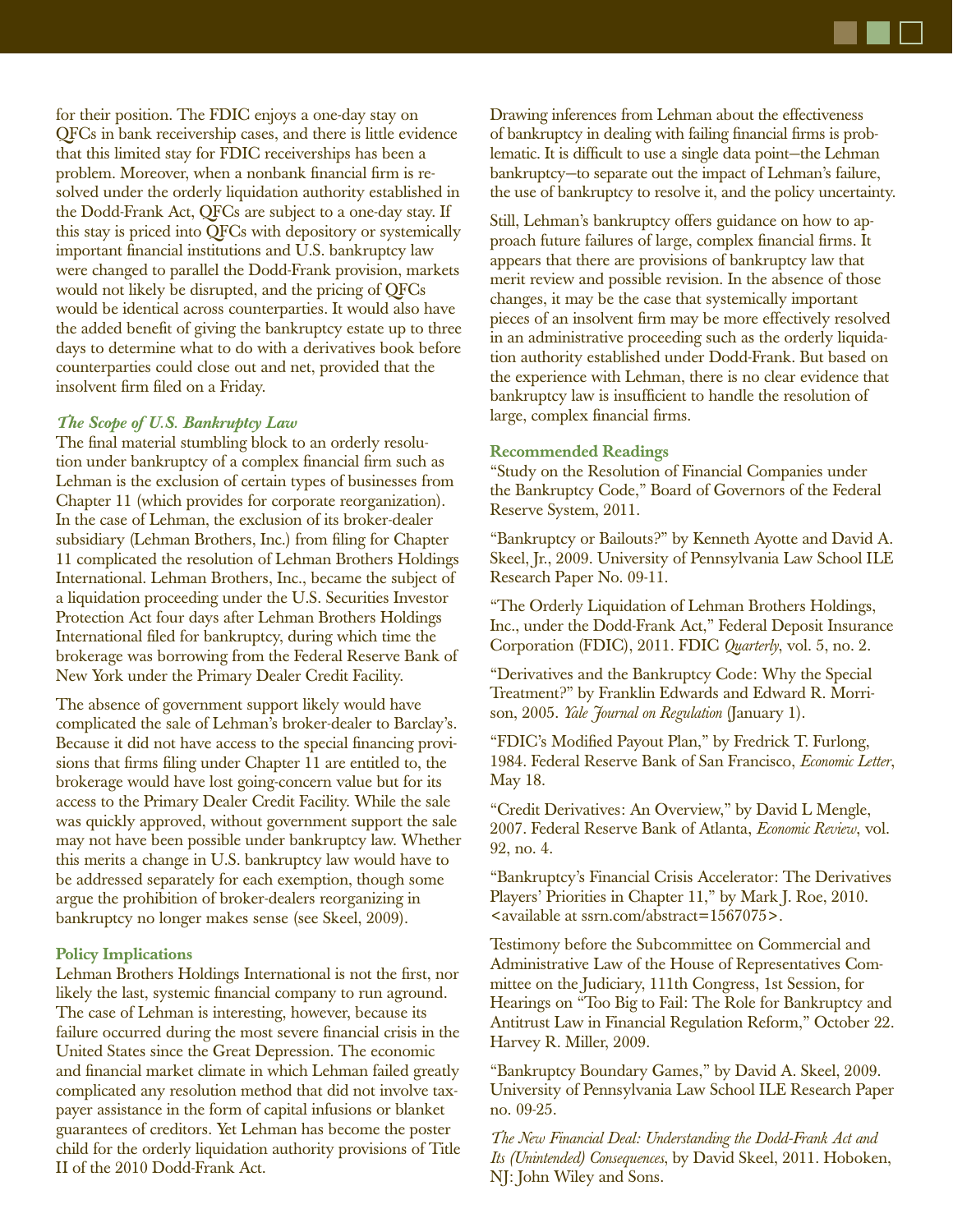for their position. The FDIC enjoys a one-day stay on QFCs in bank receivership cases, and there is little evidence that this limited stay for FDIC receiverships has been a problem. Moreover, when a nonbank financial firm is resolved under the orderly liquidation authority established in the Dodd-Frank Act, QFCs are subject to a one-day stay. If this stay is priced into QFCs with depository or systemically important financial institutions and U.S. bankruptcy law were changed to parallel the Dodd-Frank provision, markets would not likely be disrupted, and the pricing of QFCs would be identical across counterparties. It would also have the added benefit of giving the bankruptcy estate up to three days to determine what to do with a derivatives book before counterparties could close out and net, provided that the insolvent firm filed on a Friday.

### *The Scope of U.S. Bankruptcy Law*

The final material stumbling block to an orderly resolution under bankruptcy of a complex financial firm such as Lehman is the exclusion of certain types of businesses from Chapter 11 (which provides for corporate reorganization). In the case of Lehman, the exclusion of its broker-dealer subsidiary (Lehman Brothers, Inc.) from filing for Chapter 11 complicated the resolution of Lehman Brothers Holdings International. Lehman Brothers, Inc., became the subject of a liquidation proceeding under the U.S. Securities Investor Protection Act four days after Lehman Brothers Holdings International filed for bankruptcy, during which time the brokerage was borrowing from the Federal Reserve Bank of New York under the Primary Dealer Credit Facility.

The absence of government support likely would have complicated the sale of Lehman's broker-dealer to Barclay's. Because it did not have access to the special financing provisions that firms filing under Chapter 11 are entitled to, the brokerage would have lost going-concern value but for its access to the Primary Dealer Credit Facility. While the sale was quickly approved, without government support the sale may not have been possible under bankruptcy law. Whether this merits a change in U.S. bankruptcy law would have to be addressed separately for each exemption, though some argue the prohibition of broker-dealers reorganizing in bankruptcy no longer makes sense (see Skeel, 2009).

## Policy Implications

Lehman Brothers Holdings International is not the first, nor likely the last, systemic financial company to run aground. The case of Lehman is interesting, however, because its failure occurred during the most severe financial crisis in the United States since the Great Depression. The economic and financial market climate in which Lehman failed greatly complicated any resolution method that did not involve taxpayer assistance in the form of capital infusions or blanket guarantees of creditors. Yet Lehman has become the poster child for the orderly liquidation authority provisions of Title II of the 2010 Dodd-Frank Act.

Drawing inferences from Lehman about the effectiveness of bankruptcy in dealing with failing financial firms is problematic. It is difficult to use a single data point—the Lehman bankruptcy—to separate out the impact of Lehman's failure, the use of bankruptcy to resolve it, and the policy uncertainty.

Still, Lehman's bankruptcy offers guidance on how to approach future failures of large, complex financial firms. It appears that there are provisions of bankruptcy law that merit review and possible revision. In the absence of those changes, it may be the case that systemically important pieces of an insolvent firm may be more effectively resolved in an administrative proceeding such as the orderly liquidation authority established under Dodd-Frank. But based on the experience with Lehman, there is no clear evidence that bankruptcy law is insufficient to handle the resolution of large, complex financial firms.

## Recommended Readings

"Study on the Resolution of Financial Companies under the Bankruptcy Code," Board of Governors of the Federal Reserve System, 2011.

"Bankruptcy or Bailouts?" by Kenneth Ayotte and David A. Skeel, Jr., 2009. University of Pennsylvania Law School ILE Research Paper No. 09-11.

"The Orderly Liquidation of Lehman Brothers Holdings, Inc., under the Dodd-Frank Act," Federal Deposit Insurance Corporation (FDIC), 2011. FDIC *Quarterly*, vol. 5, no. 2.

"Derivatives and the Bankruptcy Code: Why the Special Treatment?" by Franklin Edwards and Edward R. Morrison, 2005. *Yale Journal on Regulation* (January 1).

"FDIC's Modified Payout Plan," by Fredrick T. Furlong, 1984. Federal Reserve Bank of San Francisco, *Economic Letter*, May 18.

"Credit Derivatives: An Overview," by David L Mengle, 2007. Federal Reserve Bank of Atlanta, *Economic Review*, vol. 92, no. 4.

"Bankruptcy's Financial Crisis Accelerator: The Derivatives Players' Priorities in Chapter 11," by Mark J. Roe, 2010. <available at ssrn.com/abstract=1567075>.

Testimony before the Subcommittee on Commercial and Administrative Law of the House of Representatives Committee on the Judiciary, 111th Congress, 1st Session, for Hearings on "Too Big to Fail: The Role for Bankruptcy and Antitrust Law in Financial Regulation Reform," October 22. Harvey R. Miller, 2009.

"Bankruptcy Boundary Games," by David A. Skeel, 2009. University of Pennsylvania Law School ILE Research Paper no. 09-25.

*The New Financial Deal: Understanding the Dodd-Frank Act and Its (Unintended) Consequences*, by David Skeel, 2011. Hoboken, NJ: John Wiley and Sons.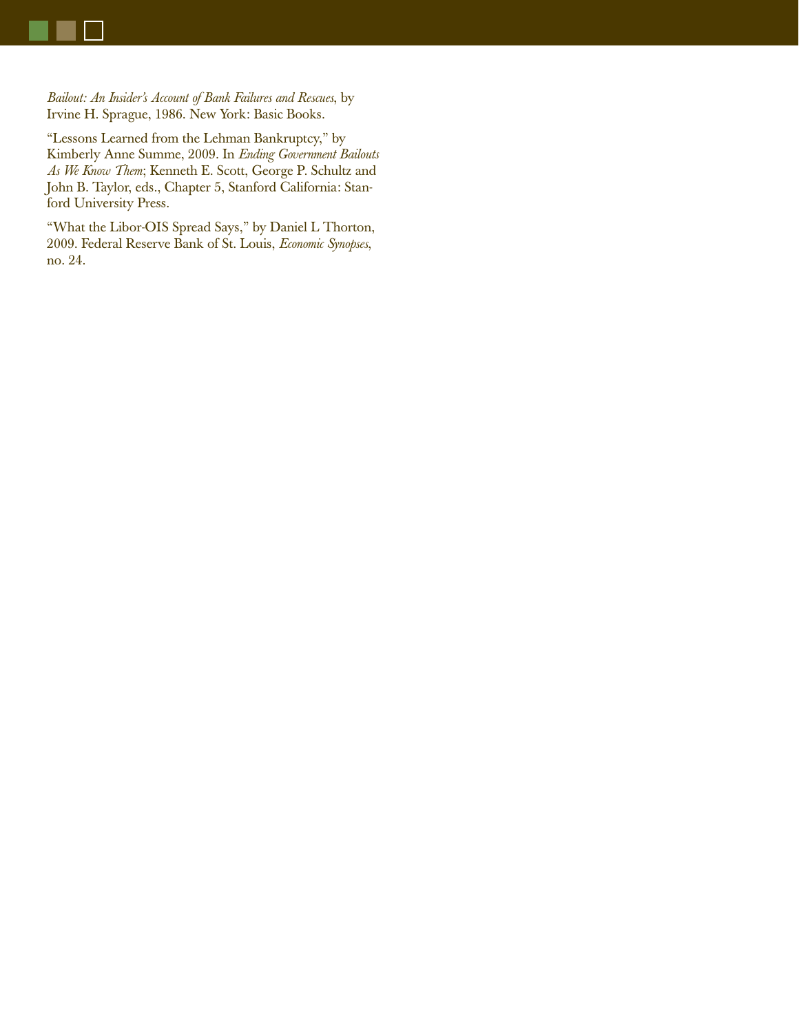*Bailout: An Insider's Account of Bank Failures and Rescues*, by Irvine H. Sprague, 1986. New York: Basic Books.

"Lessons Learned from the Lehman Bankruptcy," by Kimberly Anne Summe, 2009. In *Ending Government Bailouts As We Know Them*; Kenneth E. Scott, George P. Schultz and John B. Taylor, eds., Chapter 5, Stanford California: Stanford University Press.

"What the Libor-OIS Spread Says," by Daniel L Thorton, 2009. Federal Reserve Bank of St. Louis, *Economic Synopses*, no. 24.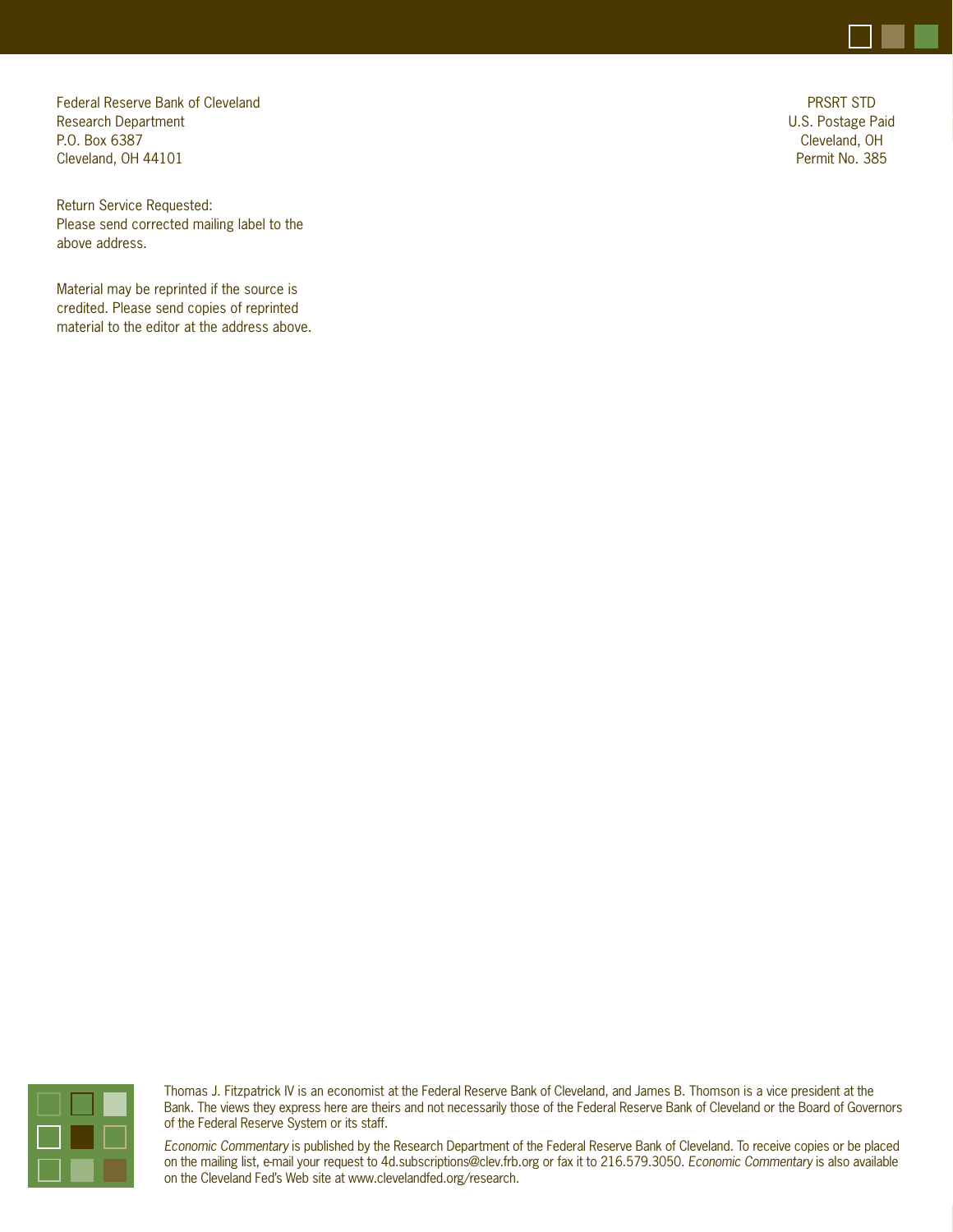Federal Reserve Bank of Cleveland
Research Department
P.O. Box 6387
Cleveland, OH 44101

PRSRT STD
U.S. Postage Paid
Cleveland, OH
Permit No. 385

Return Service Requested:
Please send corrected mailing label to the above address.

Material may be reprinted if the source is credited. Please send copies of reprinted material to the editor at the address above.

Thomas J. Fitzpatrick IV is an economist at the Federal Reserve Bank of Cleveland, and James B. Thomson is a vice president at the Bank. The views they express here are theirs and not necessarily those of the Federal Reserve Bank of Cleveland or the Board of Governors of the Federal Reserve System or its staff.

*Economic Commentary* is published by the Research Department of the Federal Reserve Bank of Cleveland. To receive copies or be placed on the mailing list, e-mail your request to 4d.subscriptions@clev.frb.org or fax it to 216.579.3050. *Economic Commentary* is also available on the Cleveland Fed's Web site at www.clevelandfed.org/research.